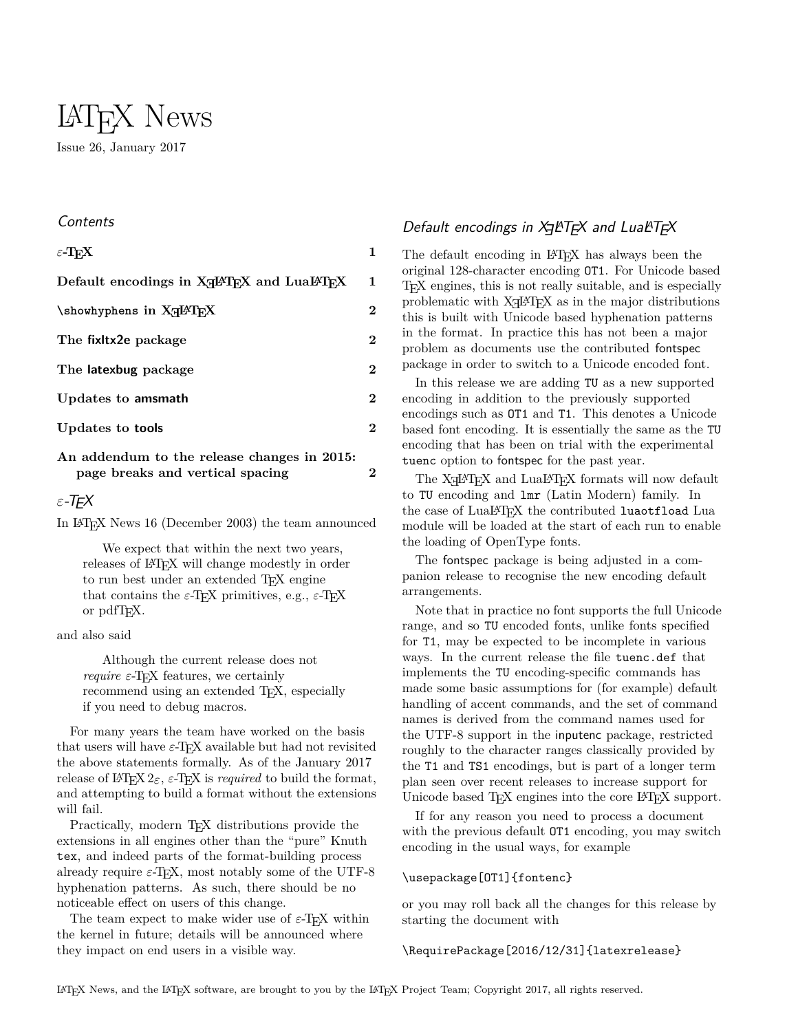# LaTeX News

Issue 26, January 2017

## Contents

| | |
|---|---|
| **ε-TeX** | **1** |
| **Default encodings in XeLaTeX and LuaLaTeX** | **1** |
| **\showhyphens in XeLaTeX** | **2** |
| **The fixltx2e package** | **2** |
| **The latexbug package** | **2** |
| **Updates to amsmath** | **2** |
| **Updates to tools** | **2** |
| **An addendum to the release changes in 2015: page breaks and vertical spacing** | **2** |

## ε-TeX

In LaTeX News 16 (December 2003) the team announced

> We expect that within the next two years, releases of LaTeX will change modestly in order to run best under an extended TeX engine that contains the ε-TeX primitives, e.g., ε-TeX or pdfTeX.

and also said

> Although the current release does not *require* ε-TeX features, we certainly recommend using an extended TeX, especially if you need to debug macros.

For many years the team have worked on the basis that users will have ε-TeX available but had not revisited the above statements formally. As of the January 2017 release of LaTeX $2_\varepsilon$, ε-TeX is *required* to build the format, and attempting to build a format without the extensions will fail.

Practically, modern TeX distributions provide the extensions in all engines other than the "pure" Knuth `tex`, and indeed parts of the format-building process already require ε-TeX, most notably some of the UTF-8 hyphenation patterns. As such, there should be no noticeable effect on users of this change.

The team expect to make wider use of ε-TeX within the kernel in future; details will be announced where they impact on end users in a visible way.

## Default encodings in XeLaTeX and LuaLaTeX

The default encoding in LaTeX has always been the original 128-character encoding `OT1`. For Unicode based TeX engines, this is not really suitable, and is especially problematic with XeLaTeX as in the major distributions this is built with Unicode based hyphenation patterns in the format. In practice this has not been a major problem as documents use the contributed fontspec package in order to switch to a Unicode encoded font.

In this release we are adding `TU` as a new supported encoding in addition to the previously supported encodings such as `OT1` and `T1`. This denotes a Unicode based font encoding. It is essentially the same as the `TU` encoding that has been on trial with the experimental `tuenc` option to fontspec for the past year.

The XeLaTeX and LuaLaTeX formats will now default to `TU` encoding and `lmr` (Latin Modern) family. In the case of LuaLaTeX the contributed `luaotfload` Lua module will be loaded at the start of each run to enable the loading of OpenType fonts.

The fontspec package is being adjusted in a companion release to recognise the new encoding default arrangements.

Note that in practice no font supports the full Unicode range, and so `TU` encoded fonts, unlike fonts specified for `T1`, may be expected to be incomplete in various ways. In the current release the file `tuenc.def` that implements the `TU` encoding-specific commands has made some basic assumptions for (for example) default handling of accent commands, and the set of command names is derived from the command names used for the UTF-8 support in the inputenc package, restricted roughly to the character ranges classically provided by the `T1` and `TS1` encodings, but is part of a longer term plan seen over recent releases to increase support for Unicode based TeX engines into the core LaTeX support.

If for any reason you need to process a document with the previous default `OT1` encoding, you may switch encoding in the usual ways, for example

```
\usepackage[OT1]{fontenc}
```

or you may roll back all the changes for this release by starting the document with

```
\RequirePackage[2016/12/31]{latexrelease}
```

LaTeX News, and the LaTeX software, are brought to you by the LaTeX Project Team; Copyright 2017, all rights reserved.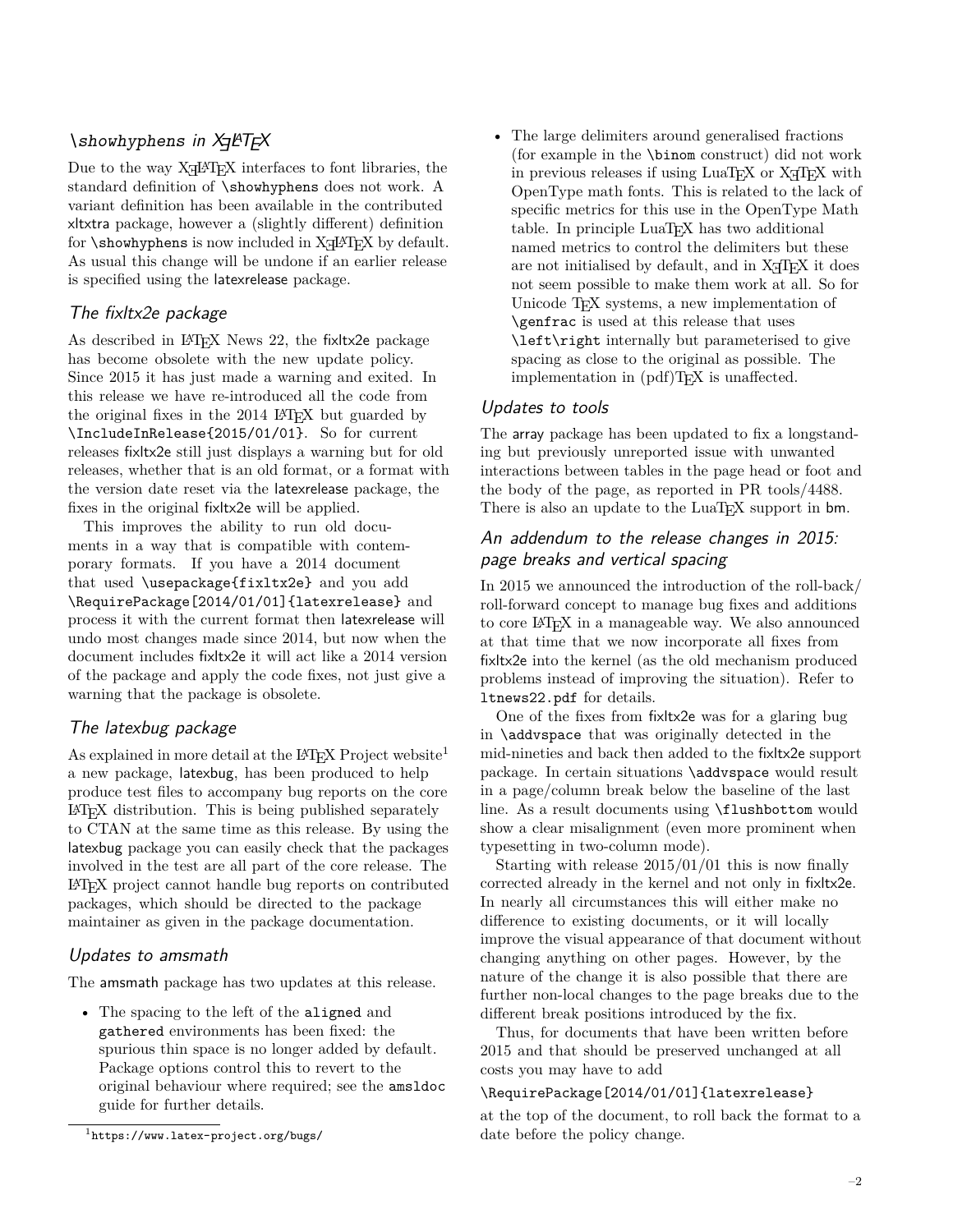### \showhyphens in XeLaTeX

Due to the way XeLaTeX interfaces to font libraries, the standard definition of `\showhyphens` does not work. A variant definition has been available in the contributed xltxtra package, however a (slightly different) definition for `\showhyphens` is now included in XeLaTeX by default. As usual this change will be undone if an earlier release is specified using the latexrelease package.

### The fixltx2e package

As described in LaTeX News 22, the fixltx2e package has become obsolete with the new update policy. Since 2015 it has just made a warning and exited. In this release we have re-introduced all the code from the original fixes in the 2014 LaTeX but guarded by `\IncludeInRelease{2015/01/01}`. So for current releases fixltx2e still just displays a warning but for old releases, whether that is an old format, or a format with the version date reset via the latexrelease package, the fixes in the original fixltx2e will be applied.

This improves the ability to run old documents in a way that is compatible with contemporary formats. If you have a 2014 document that used `\usepackage{fixltx2e}` and you add `\RequirePackage[2014/01/01]{latexrelease}` and process it with the current format then latexrelease will undo most changes made since 2014, but now when the document includes fixltx2e it will act like a 2014 version of the package and apply the code fixes, not just give a warning that the package is obsolete.

### The latexbug package

As explained in more detail at the LaTeX Project website[1] a new package, latexbug, has been produced to help produce test files to accompany bug reports on the core LaTeX distribution. This is being published separately to CTAN at the same time as this release. By using the latexbug package you can easily check that the packages involved in the test are all part of the core release. The LaTeX project cannot handle bug reports on contributed packages, which should be directed to the package maintainer as given in the package documentation.

### Updates to amsmath

The amsmath package has two updates at this release.

- The spacing to the left of the `aligned` and `gathered` environments has been fixed: the spurious thin space is no longer added by default. Package options control this to revert to the original behaviour where required; see the `amsldoc` guide for further details.
- The large delimiters around generalised fractions (for example in the `\binom` construct) did not work in previous releases if using LuaTeX or XeTeX with OpenType math fonts. This is related to the lack of specific metrics for this use in the OpenType Math table. In principle LuaTeX has two additional named metrics to control the delimiters but these are not initialised by default, and in XeTeX it does not seem possible to make them work at all. So for Unicode TeX systems, a new implementation of `\genfrac` is used at this release that uses `\left\right` internally but parameterised to give spacing as close to the original as possible. The implementation in (pdf)TeX is unaffected.

### Updates to tools

The array package has been updated to fix a longstanding but previously unreported issue with unwanted interactions between tables in the page head or foot and the body of the page, as reported in PR tools/4488. There is also an update to the LuaTeX support in bm.

### An addendum to the release changes in 2015: page breaks and vertical spacing

In 2015 we announced the introduction of the roll-back/roll-forward concept to manage bug fixes and additions to core LaTeX in a manageable way. We also announced at that time that we now incorporate all fixes from fixltx2e into the kernel (as the old mechanism produced problems instead of improving the situation). Refer to `ltnews22.pdf` for details.

One of the fixes from fixltx2e was for a glaring bug in `\addvspace` that was originally detected in the mid-nineties and back then added to the fixltx2e support package. In certain situations `\addvspace` would result in a page/column break below the baseline of the last line. As a result documents using `\flushbottom` would show a clear misalignment (even more prominent when typesetting in two-column mode).

Starting with release 2015/01/01 this is now finally corrected already in the kernel and not only in fixltx2e. In nearly all circumstances this will either make no difference to existing documents, or it will locally improve the visual appearance of that document without changing anything on other pages. However, by the nature of the change it is also possible that there are further non-local changes to the page breaks due to the different break positions introduced by the fix.

Thus, for documents that have been written before 2015 and that should be preserved unchanged at all costs you may have to add

```
\RequirePackage[2014/01/01]{latexrelease}
```

at the top of the document, to roll back the format to a date before the policy change.

[1] `https://www.latex-project.org/bugs/`